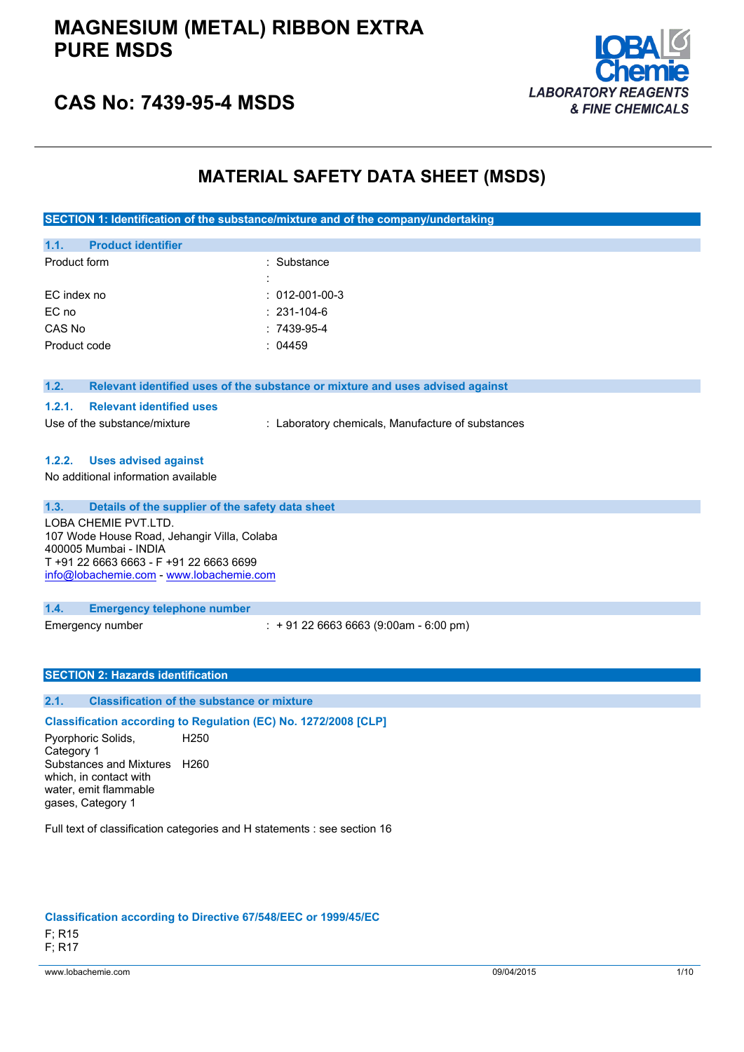# MAGNESIUM (METAL) RIBBON EXTRA PURE MSDS

## CAS No: 7439-95-4 MSDS

LOBA Chemie
LABORATORY REAGENTS & FINE CHEMICALS

# MATERIAL SAFETY DATA SHEET (MSDS)

## SECTION 1: Identification of the substance/mixture and of the company/undertaking

### 1.1. Product identifier

| | |
|---|---|
| Product form | : Substance |
| | : |
| EC index no | : 012-001-00-3 |
| EC no | : 231-104-6 |
| CAS No | : 7439-95-4 |
| Product code | : 04459 |

### 1.2. Relevant identified uses of the substance or mixture and uses advised against

#### 1.2.1. Relevant identified uses

Use of the substance/mixture : Laboratory chemicals, Manufacture of substances

#### 1.2.2. Uses advised against

No additional information available

### 1.3. Details of the supplier of the safety data sheet

LOBA CHEMIE PVT.LTD.
107 Wode House Road, Jehangir Villa, Colaba
400005 Mumbai - INDIA
T +91 22 6663 6663 - F +91 22 6663 6699
info@lobachemie.com - www.lobachemie.com

### 1.4. Emergency telephone number

Emergency number : + 91 22 6663 6663 (9:00am - 6:00 pm)

## SECTION 2: Hazards identification

### 2.1. Classification of the substance or mixture

**Classification according to Regulation (EC) No. 1272/2008 [CLP]**

| | |
|---|---|
| Pyorphoric Solids, Category 1 | H250 |
| Substances and Mixtures which, in contact with water, emit flammable gases, Category 1 | H260 |

Full text of classification categories and H statements : see section 16

**Classification according to Directive 67/548/EEC or 1999/45/EC**

F; R15
F; R17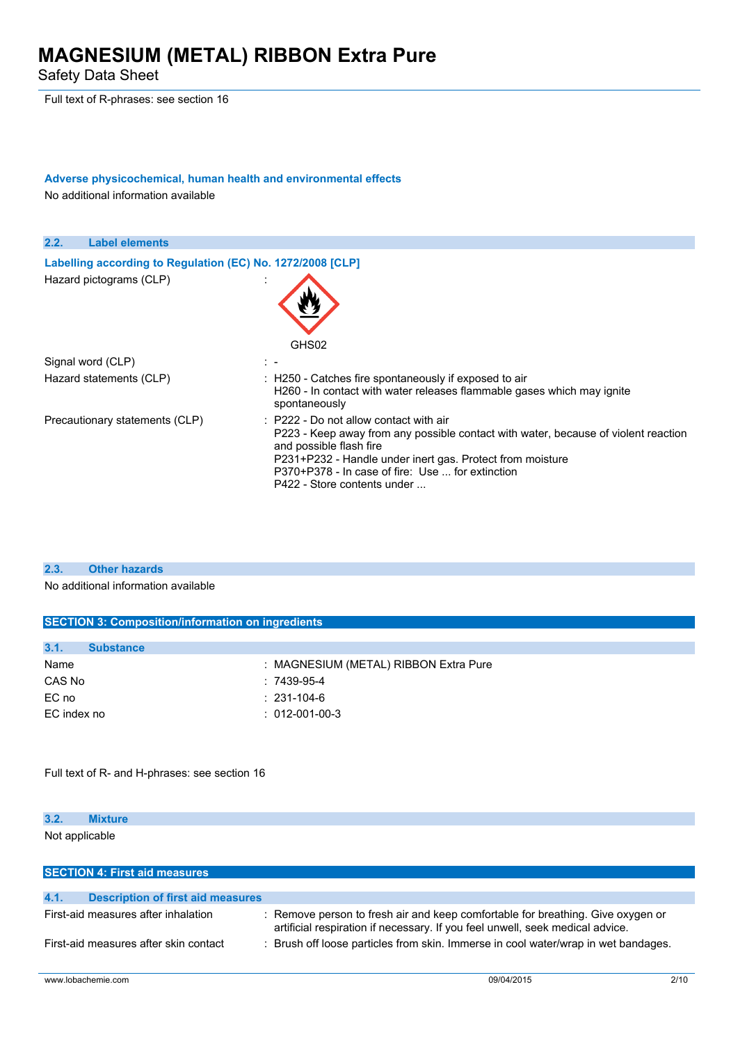Full text of R-phrases: see section 16

#### Adverse physicochemical, human health and environmental effects

No additional information available

### 2.2. Label elements

#### Labelling according to Regulation (EC) No. 1272/2008 [CLP]

Hazard pictograms (CLP) :

GHS02

| | |
|---|---|
| Signal word (CLP) | : - |
| Hazard statements (CLP) | : H250 - Catches fire spontaneously if exposed to air<br>H260 - In contact with water releases flammable gases which may ignite spontaneously |
| Precautionary statements (CLP) | : P222 - Do not allow contact with air<br>P223 - Keep away from any possible contact with water, because of violent reaction and possible flash fire<br>P231+P232 - Handle under inert gas. Protect from moisture<br>P370+P378 - In case of fire: Use ... for extinction<br>P422 - Store contents under ... |

### 2.3. Other hazards

No additional information available

## SECTION 3: Composition/information on ingredients

### 3.1. Substance

| | |
|---|---|
| Name | : MAGNESIUM (METAL) RIBBON Extra Pure |
| CAS No | : 7439-95-4 |
| EC no | : 231-104-6 |
| EC index no | : 012-001-00-3 |

Full text of R- and H-phrases: see section 16

### 3.2. Mixture

Not applicable

## SECTION 4: First aid measures

### 4.1. Description of first aid measures

| | |
|---|---|
| First-aid measures after inhalation | : Remove person to fresh air and keep comfortable for breathing. Give oxygen or artificial respiration if necessary. If you feel unwell, seek medical advice. |
| First-aid measures after skin contact | : Brush off loose particles from skin. Immerse in cool water/wrap in wet bandages. |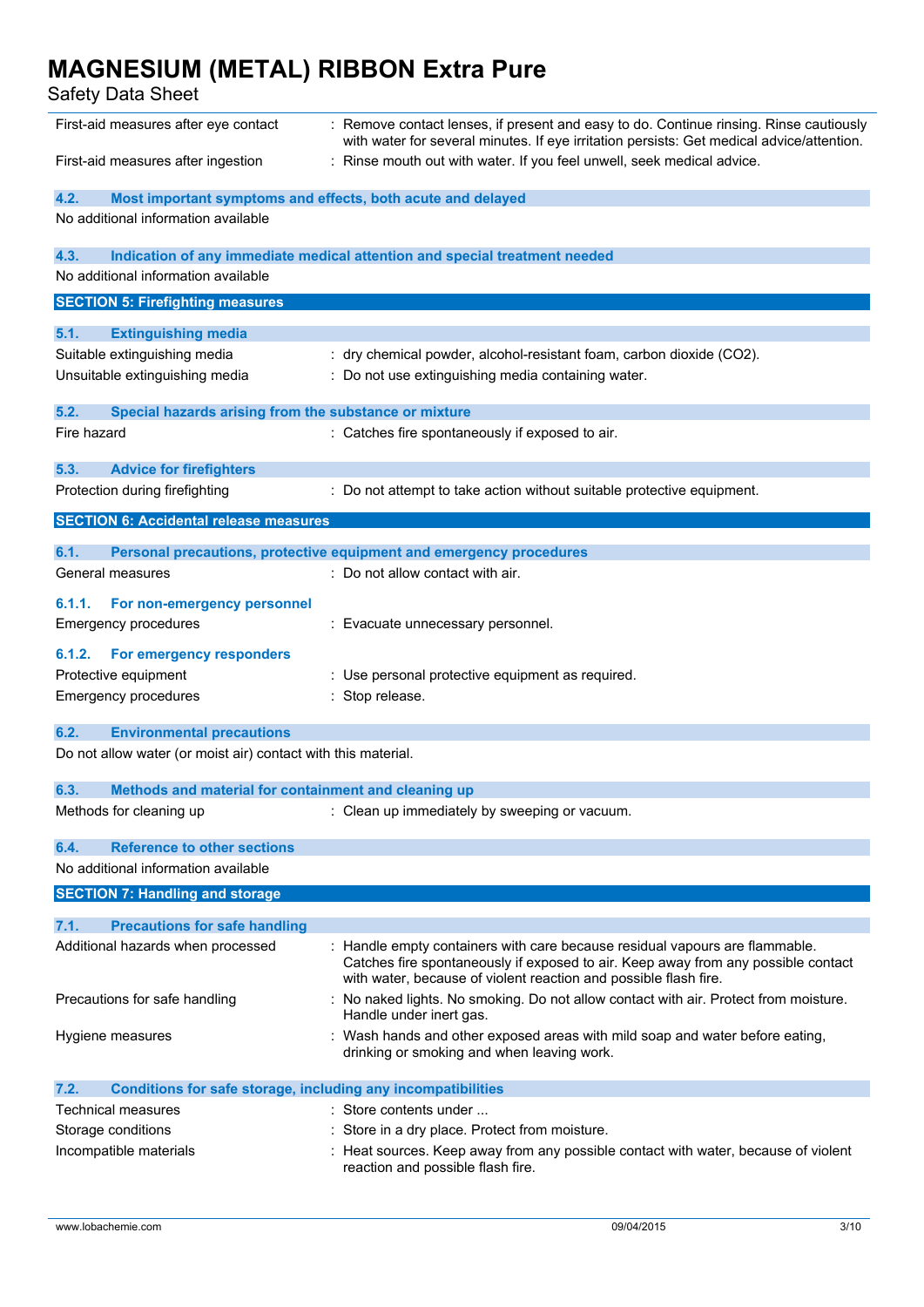| | |
|---|---|
| First-aid measures after eye contact | : Remove contact lenses, if present and easy to do. Continue rinsing. Rinse cautiously with water for several minutes. If eye irritation persists: Get medical advice/attention. |
| First-aid measures after ingestion | : Rinse mouth out with water. If you feel unwell, seek medical advice. |

### 4.2. Most important symptoms and effects, both acute and delayed

No additional information available

### 4.3. Indication of any immediate medical attention and special treatment needed

No additional information available

## SECTION 5: Firefighting measures

### 5.1. Extinguishing media

| | |
|---|---|
| Suitable extinguishing media | : dry chemical powder, alcohol-resistant foam, carbon dioxide (CO2). |
| Unsuitable extinguishing media | : Do not use extinguishing media containing water. |

### 5.2. Special hazards arising from the substance or mixture

| | |
|---|---|
| Fire hazard | : Catches fire spontaneously if exposed to air. |

### 5.3. Advice for firefighters

| | |
|---|---|
| Protection during firefighting | : Do not attempt to take action without suitable protective equipment. |

## SECTION 6: Accidental release measures

### 6.1. Personal precautions, protective equipment and emergency procedures

| | |
|---|---|
| General measures | : Do not allow contact with air. |

#### 6.1.1. For non-emergency personnel

| | |
|---|---|
| Emergency procedures | : Evacuate unnecessary personnel. |

#### 6.1.2. For emergency responders

| | |
|---|---|
| Protective equipment | : Use personal protective equipment as required. |
| Emergency procedures | : Stop release. |

### 6.2. Environmental precautions

Do not allow water (or moist air) contact with this material.

### 6.3. Methods and material for containment and cleaning up

| | |
|---|---|
| Methods for cleaning up | : Clean up immediately by sweeping or vacuum. |

### 6.4. Reference to other sections

No additional information available

## SECTION 7: Handling and storage

### 7.1. Precautions for safe handling

| | |
|---|---|
| Additional hazards when processed | : Handle empty containers with care because residual vapours are flammable. Catches fire spontaneously if exposed to air. Keep away from any possible contact with water, because of violent reaction and possible flash fire. |
| Precautions for safe handling | : No naked lights. No smoking. Do not allow contact with air. Protect from moisture. Handle under inert gas. |
| Hygiene measures | : Wash hands and other exposed areas with mild soap and water before eating, drinking or smoking and when leaving work. |

### 7.2. Conditions for safe storage, including any incompatibilities

| | |
|---|---|
| Technical measures | : Store contents under ... |
| Storage conditions | : Store in a dry place. Protect from moisture. |
| Incompatible materials | : Heat sources. Keep away from any possible contact with water, because of violent reaction and possible flash fire. |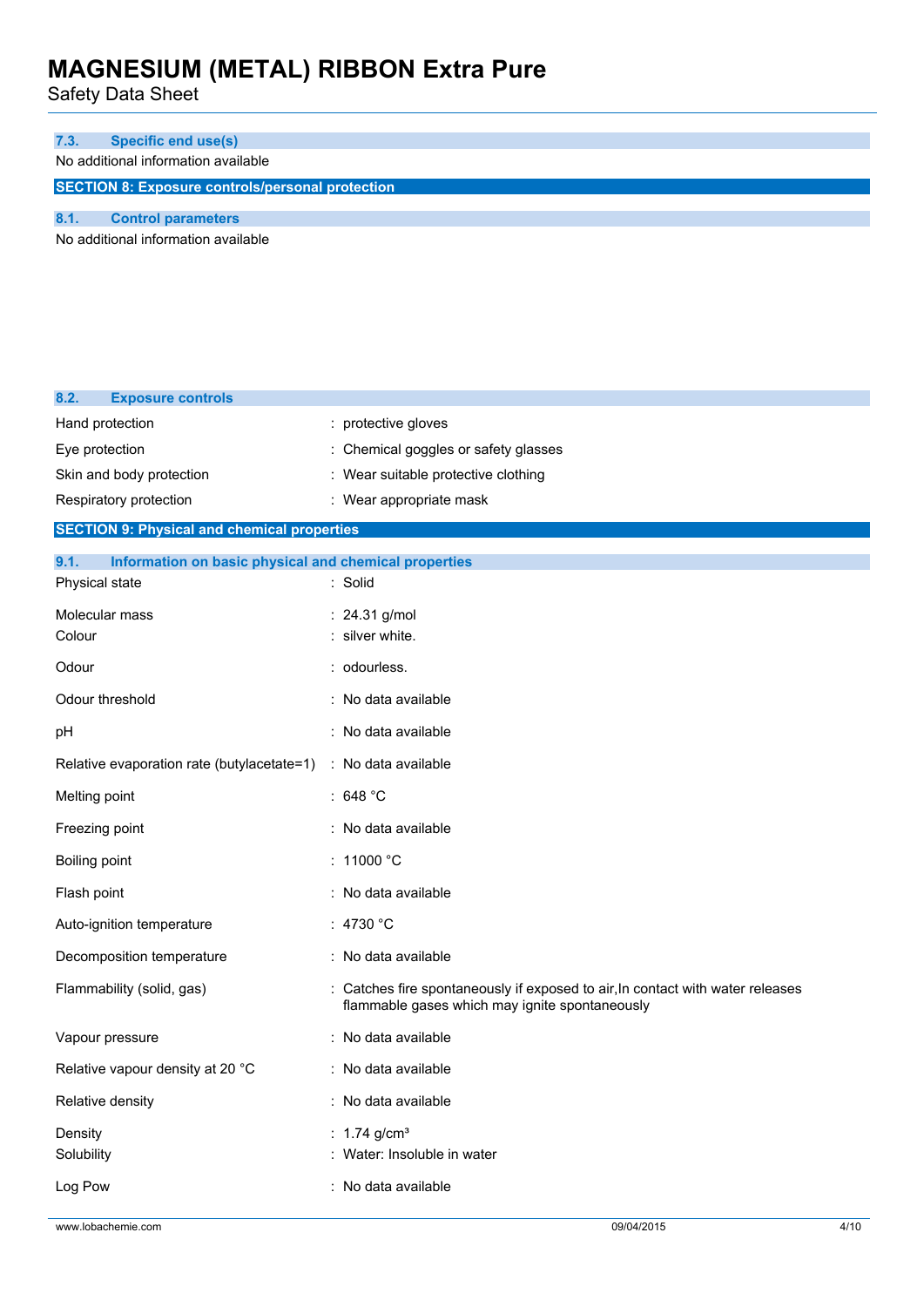### 7.3. Specific end use(s)

No additional information available

## SECTION 8: Exposure controls/personal protection

### 8.1. Control parameters

No additional information available

### 8.2. Exposure controls

| | |
|---|---|
| Hand protection | : protective gloves |
| Eye protection | : Chemical goggles or safety glasses |
| Skin and body protection | : Wear suitable protective clothing |
| Respiratory protection | : Wear appropriate mask |

## SECTION 9: Physical and chemical properties

### 9.1. Information on basic physical and chemical properties

| | |
|---|---|
| Physical state | : Solid |
| Molecular mass | : 24.31 g/mol |
| Colour | : silver white. |
| Odour | : odourless. |
| Odour threshold | : No data available |
| pH | : No data available |
| Relative evaporation rate (butylacetate=1) | : No data available |
| Melting point | : 648 °C |
| Freezing point | : No data available |
| Boiling point | : 11000 °C |
| Flash point | : No data available |
| Auto-ignition temperature | : 4730 °C |
| Decomposition temperature | : No data available |
| Flammability (solid, gas) | : Catches fire spontaneously if exposed to air,In contact with water releases flammable gases which may ignite spontaneously |
| Vapour pressure | : No data available |
| Relative vapour density at 20 °C | : No data available |
| Relative density | : No data available |
| Density | : 1.74 g/cm³ |
| Solubility | : Water: Insoluble in water |
| Log Pow | : No data available |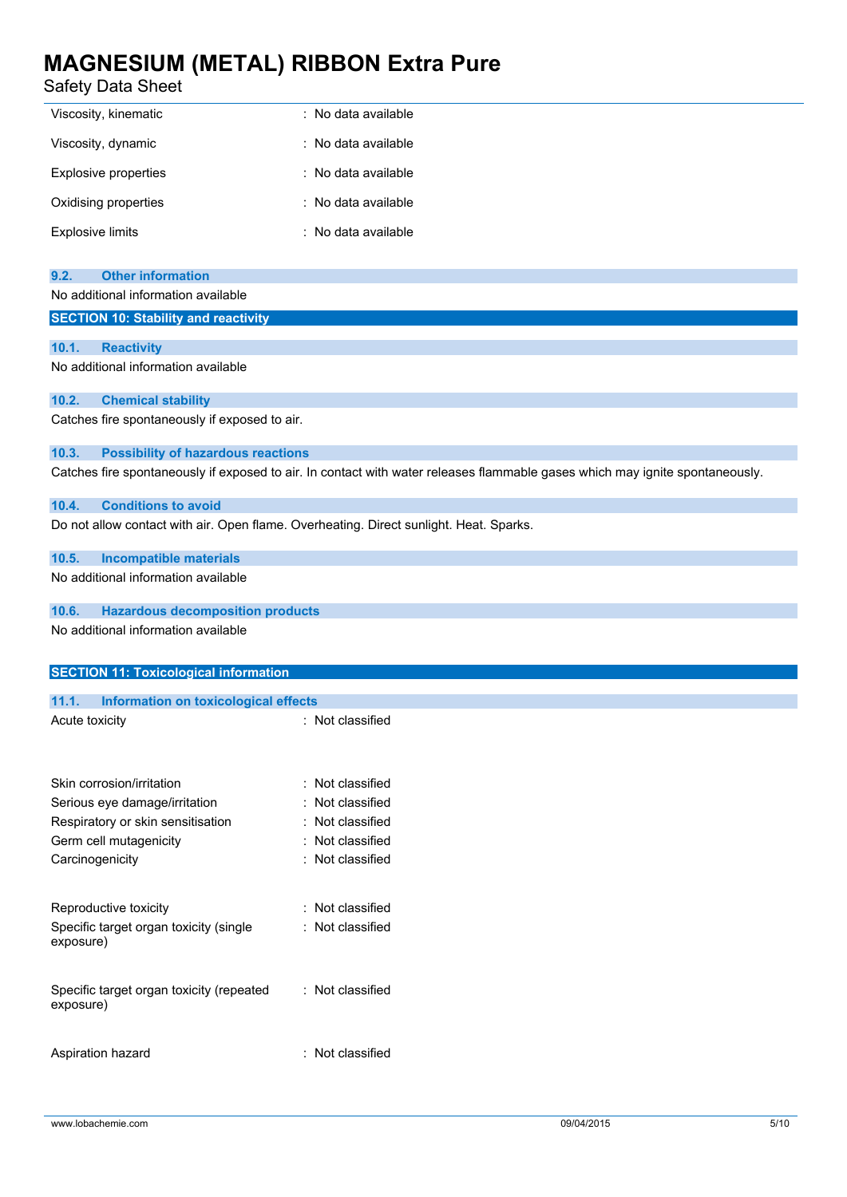| | |
|---|---|
| Viscosity, kinematic | : No data available |
| Viscosity, dynamic | : No data available |
| Explosive properties | : No data available |
| Oxidising properties | : No data available |
| Explosive limits | : No data available |

### 9.2. Other information

No additional information available

## SECTION 10: Stability and reactivity

### 10.1. Reactivity

No additional information available

### 10.2. Chemical stability

Catches fire spontaneously if exposed to air.

### 10.3. Possibility of hazardous reactions

Catches fire spontaneously if exposed to air. In contact with water releases flammable gases which may ignite spontaneously.

### 10.4. Conditions to avoid

Do not allow contact with air. Open flame. Overheating. Direct sunlight. Heat. Sparks.

### 10.5. Incompatible materials

No additional information available

### 10.6. Hazardous decomposition products

No additional information available

## SECTION 11: Toxicological information

### 11.1. Information on toxicological effects

| | |
|---|---|
| Acute toxicity | : Not classified |
| Skin corrosion/irritation | : Not classified |
| Serious eye damage/irritation | : Not classified |
| Respiratory or skin sensitisation | : Not classified |
| Germ cell mutagenicity | : Not classified |
| Carcinogenicity | : Not classified |
| Reproductive toxicity | : Not classified |
| Specific target organ toxicity (single exposure) | : Not classified |
| Specific target organ toxicity (repeated exposure) | : Not classified |
| Aspiration hazard | : Not classified |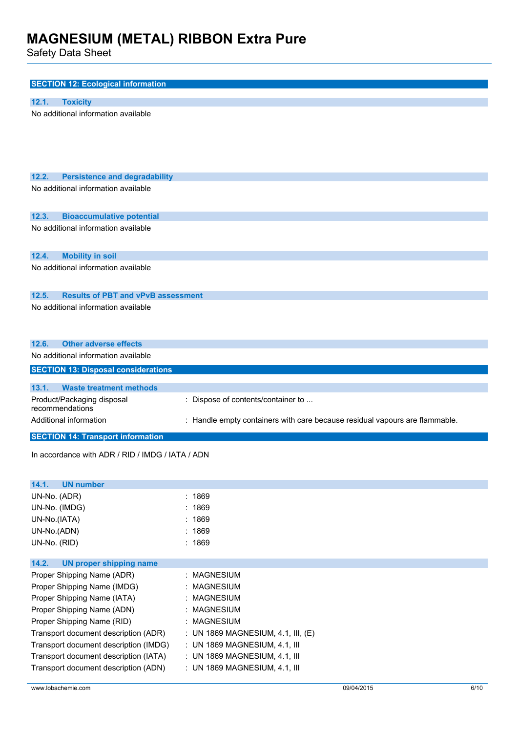## SECTION 12: Ecological information

### 12.1. Toxicity

No additional information available

### 12.2. Persistence and degradability

No additional information available

### 12.3. Bioaccumulative potential

No additional information available

### 12.4. Mobility in soil

No additional information available

### 12.5. Results of PBT and vPvB assessment

No additional information available

### 12.6. Other adverse effects

No additional information available

## SECTION 13: Disposal considerations

### 13.1. Waste treatment methods

| | |
|---|---|
| Product/Packaging disposal recommendations | : Dispose of contents/container to ... |
| Additional information | : Handle empty containers with care because residual vapours are flammable. |

## SECTION 14: Transport information

In accordance with ADR / RID / IMDG / IATA / ADN

### 14.1. UN number

| | |
|---|---|
| UN-No. (ADR) | : 1869 |
| UN-No. (IMDG) | : 1869 |
| UN-No.(IATA) | : 1869 |
| UN-No.(ADN) | : 1869 |
| UN-No. (RID) | : 1869 |

### 14.2. UN proper shipping name

| | |
|---|---|
| Proper Shipping Name (ADR) | : MAGNESIUM |
| Proper Shipping Name (IMDG) | : MAGNESIUM |
| Proper Shipping Name (IATA) | : MAGNESIUM |
| Proper Shipping Name (ADN) | : MAGNESIUM |
| Proper Shipping Name (RID) | : MAGNESIUM |
| Transport document description (ADR) | : UN 1869 MAGNESIUM, 4.1, III, (E) |
| Transport document description (IMDG) | : UN 1869 MAGNESIUM, 4.1, III |
| Transport document description (IATA) | : UN 1869 MAGNESIUM, 4.1, III |
| Transport document description (ADN) | : UN 1869 MAGNESIUM, 4.1, III |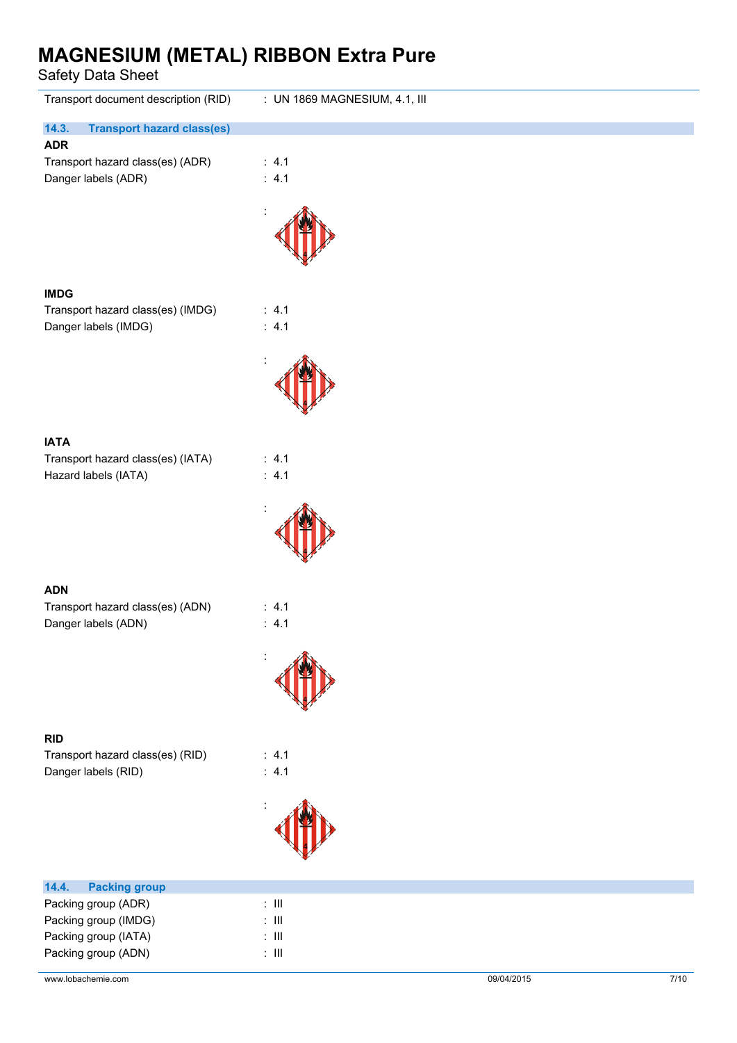Transport document description (RID) : UN 1869 MAGNESIUM, 4.1, III

### 14.3. Transport hazard class(es)

**ADR**

Transport hazard class(es) (ADR) : 4.1

Danger labels (ADR) : 4.1

:

**IMDG**

Transport hazard class(es) (IMDG) : 4.1

Danger labels (IMDG) : 4.1

:

**IATA**

Transport hazard class(es) (IATA) : 4.1

Hazard labels (IATA) : 4.1

:

**ADN**

Transport hazard class(es) (ADN) : 4.1

Danger labels (ADN) : 4.1

:

**RID**

Transport hazard class(es) (RID) : 4.1

Danger labels (RID) : 4.1

:

### 14.4. Packing group

Packing group (ADR) : III

Packing group (IMDG) : III

Packing group (IATA) : III

Packing group (ADN) : III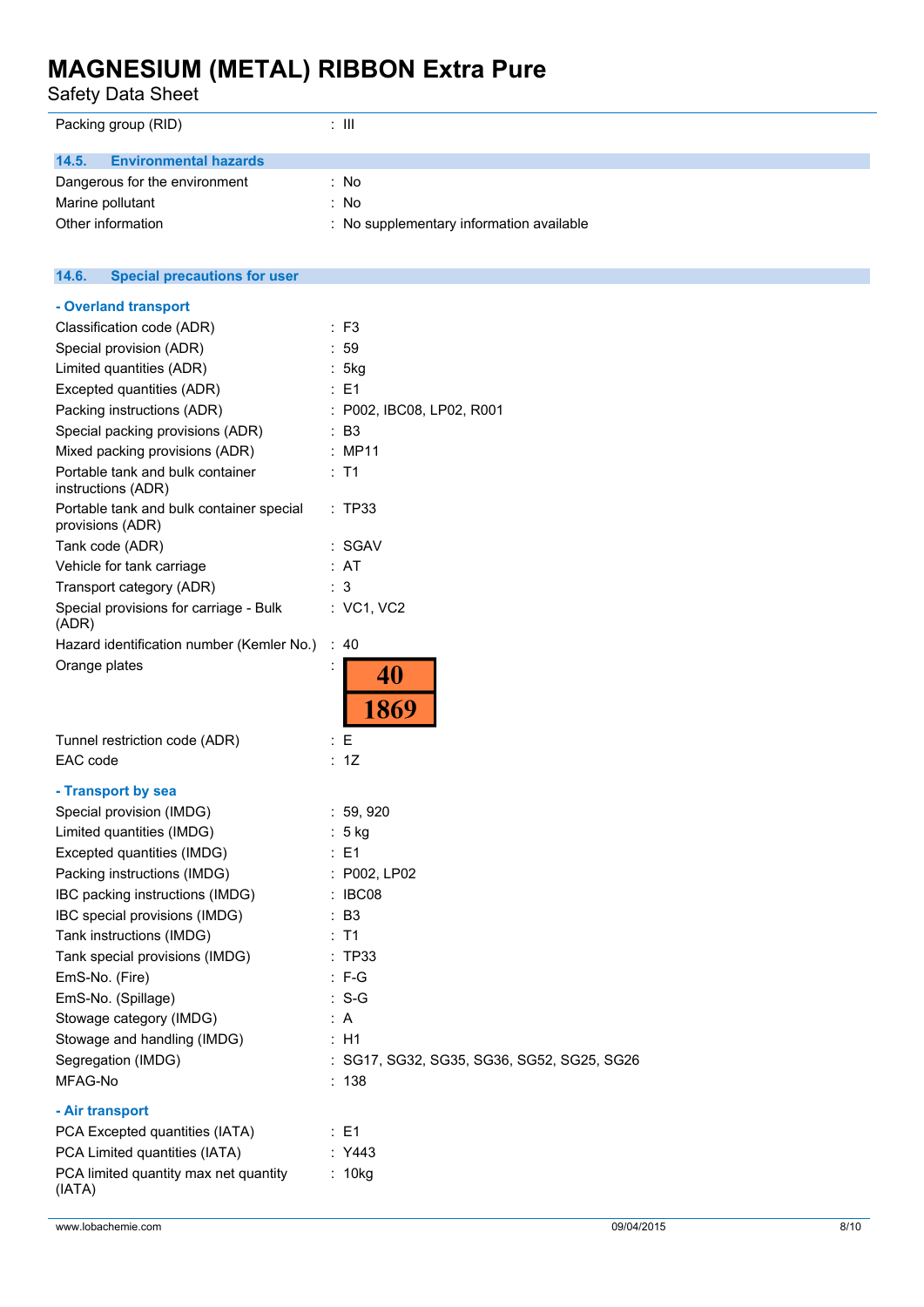| | |
|---|---|
| Packing group (RID) | : III |

### 14.5. Environmental hazards

| | |
|---|---|
| Dangerous for the environment | : No |
| Marine pollutant | : No |
| Other information | : No supplementary information available |

### 14.6. Special precautions for user

**- Overland transport**

| | |
|---|---|
| Classification code (ADR) | : F3 |
| Special provision (ADR) | : 59 |
| Limited quantities (ADR) | : 5kg |
| Excepted quantities (ADR) | : E1 |
| Packing instructions (ADR) | : P002, IBC08, LP02, R001 |
| Special packing provisions (ADR) | : B3 |
| Mixed packing provisions (ADR) | : MP11 |
| Portable tank and bulk container instructions (ADR) | : T1 |
| Portable tank and bulk container special provisions (ADR) | : TP33 |
| Tank code (ADR) | : SGAV |
| Vehicle for tank carriage | : AT |
| Transport category (ADR) | : 3 |
| Special provisions for carriage - Bulk (ADR) | : VC1, VC2 |
| Hazard identification number (Kemler No.) | : 40 |
| Orange plates | : 40 / 1869 |
| Tunnel restriction code (ADR) | : E |
| EAC code | : 1Z |

**- Transport by sea**

| | |
|---|---|
| Special provision (IMDG) | : 59, 920 |
| Limited quantities (IMDG) | : 5 kg |
| Excepted quantities (IMDG) | : E1 |
| Packing instructions (IMDG) | : P002, LP02 |
| IBC packing instructions (IMDG) | : IBC08 |
| IBC special provisions (IMDG) | : B3 |
| Tank instructions (IMDG) | : T1 |
| Tank special provisions (IMDG) | : TP33 |
| EmS-No. (Fire) | : F-G |
| EmS-No. (Spillage) | : S-G |
| Stowage category (IMDG) | : A |
| Stowage and handling (IMDG) | : H1 |
| Segregation (IMDG) | : SG17, SG32, SG35, SG36, SG52, SG25, SG26 |
| MFAG-No | : 138 |

**- Air transport**

| | |
|---|---|
| PCA Excepted quantities (IATA) | : E1 |
| PCA Limited quantities (IATA) | : Y443 |
| PCA limited quantity max net quantity (IATA) | : 10kg |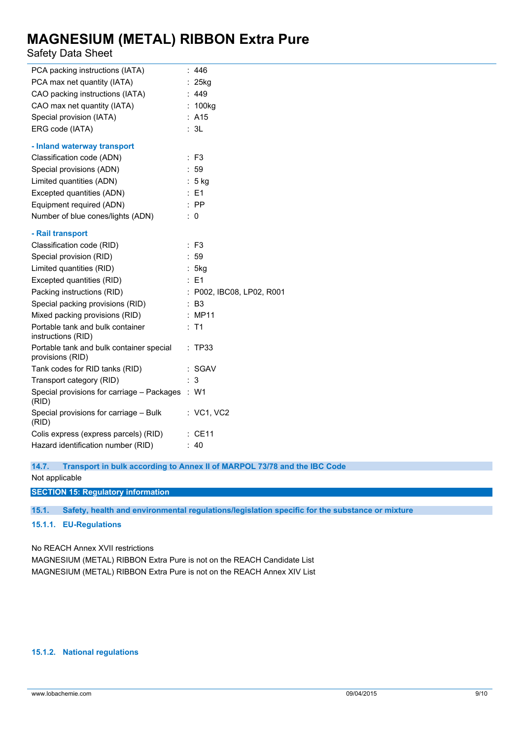| | |
|---|---|
| PCA packing instructions (IATA) | : 446 |
| PCA max net quantity (IATA) | : 25kg |
| CAO packing instructions (IATA) | : 449 |
| CAO max net quantity (IATA) | : 100kg |
| Special provision (IATA) | : A15 |
| ERG code (IATA) | : 3L |

**- Inland waterway transport**

| | |
|---|---|
| Classification code (ADN) | : F3 |
| Special provisions (ADN) | : 59 |
| Limited quantities (ADN) | : 5 kg |
| Excepted quantities (ADN) | : E1 |
| Equipment required (ADN) | : PP |
| Number of blue cones/lights (ADN) | : 0 |

**- Rail transport**

| | |
|---|---|
| Classification code (RID) | : F3 |
| Special provision (RID) | : 59 |
| Limited quantities (RID) | : 5kg |
| Excepted quantities (RID) | : E1 |
| Packing instructions (RID) | : P002, IBC08, LP02, R001 |
| Special packing provisions (RID) | : B3 |
| Mixed packing provisions (RID) | : MP11 |
| Portable tank and bulk container instructions (RID) | : T1 |
| Portable tank and bulk container special provisions (RID) | : TP33 |
| Tank codes for RID tanks (RID) | : SGAV |
| Transport category (RID) | : 3 |
| Special provisions for carriage – Packages (RID) | : W1 |
| Special provisions for carriage – Bulk (RID) | : VC1, VC2 |
| Colis express (express parcels) (RID) | : CE11 |
| Hazard identification number (RID) | : 40 |

### 14.7. Transport in bulk according to Annex II of MARPOL 73/78 and the IBC Code

Not applicable

## SECTION 15: Regulatory information

### 15.1. Safety, health and environmental regulations/legislation specific for the substance or mixture

#### 15.1.1. EU-Regulations

No REACH Annex XVII restrictions

MAGNESIUM (METAL) RIBBON Extra Pure is not on the REACH Candidate List

MAGNESIUM (METAL) RIBBON Extra Pure is not on the REACH Annex XIV List

#### 15.1.2. National regulations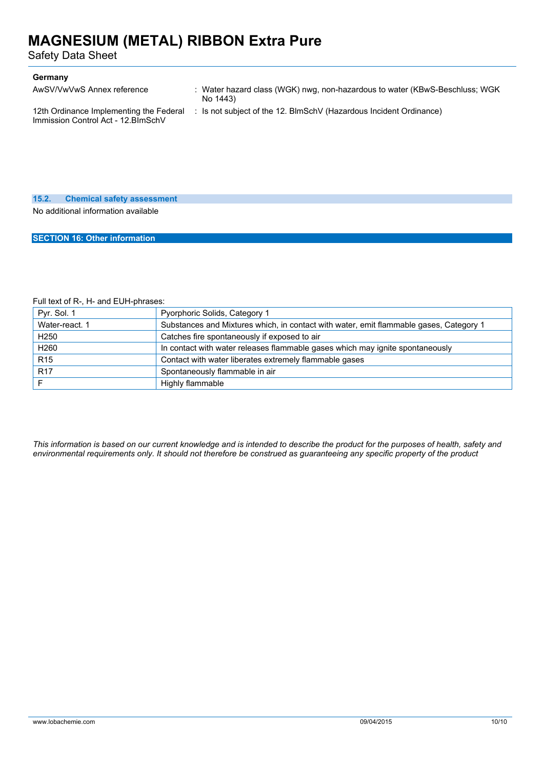**Germany**

AwSV/VwVwS Annex reference : Water hazard class (WGK) nwg, non-hazardous to water (KBwS-Beschluss; WGK No 1443)

12th Ordinance Implementing the Federal Immission Control Act - 12.BImSchV : Is not subject of the 12. BImSchV (Hazardous Incident Ordinance)

### 15.2. Chemical safety assessment

No additional information available

## SECTION 16: Other information

Full text of R-, H- and EUH-phrases:

| | |
|---|---|
| Pyr. Sol. 1 | Pyrophoric Solids, Category 1 |
| Water-react. 1 | Substances and Mixtures which, in contact with water, emit flammable gases, Category 1 |
| H250 | Catches fire spontaneously if exposed to air |
| H260 | In contact with water releases flammable gases which may ignite spontaneously |
| R15 | Contact with water liberates extremely flammable gases |
| R17 | Spontaneously flammable in air |
| F | Highly flammable |

*This information is based on our current knowledge and is intended to describe the product for the purposes of health, safety and environmental requirements only. It should not therefore be construed as guaranteeing any specific property of the product*